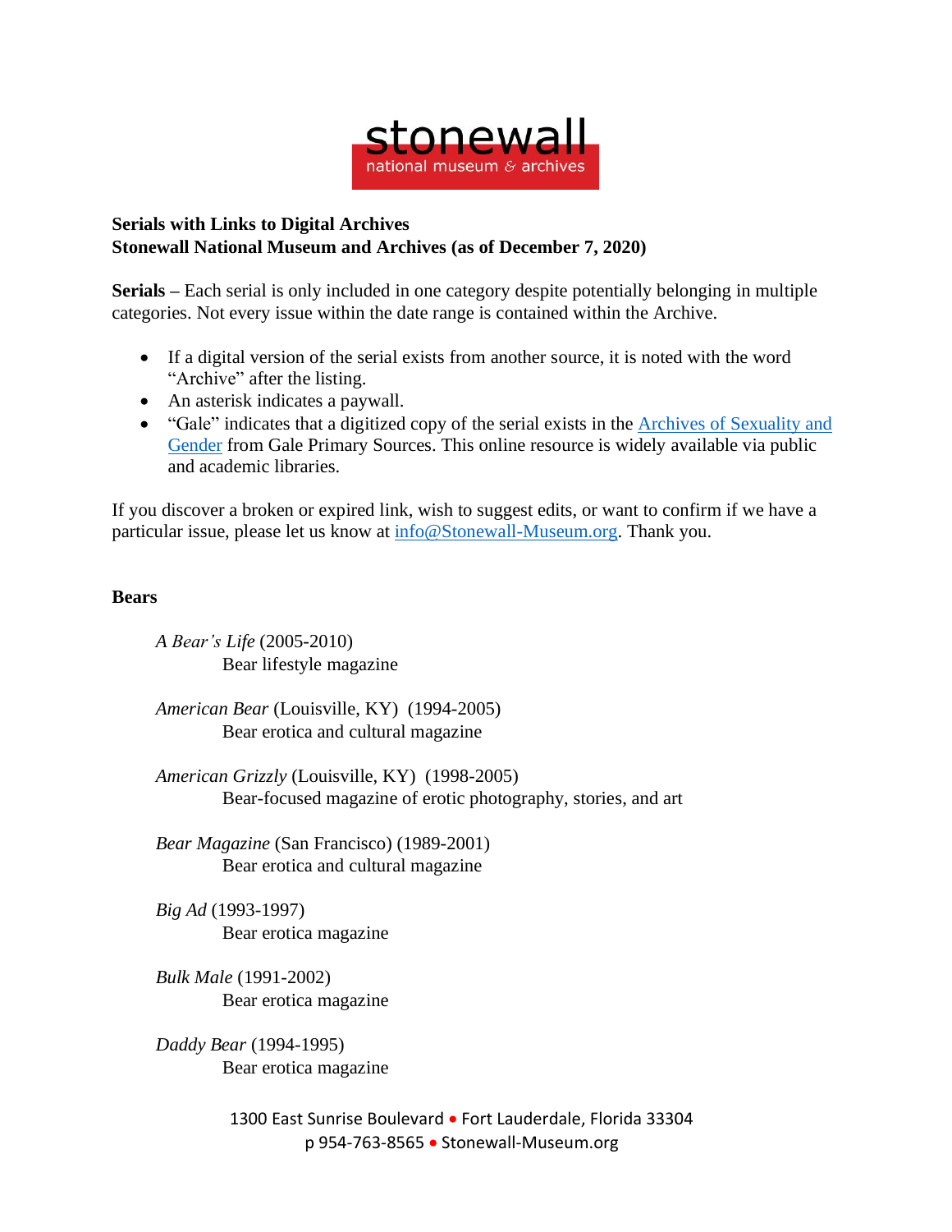stonewall
national museum & archives

**Serials with Links to Digital Archives**
**Stonewall National Museum and Archives (as of December 7, 2020)**

**Serials –** Each serial is only included in one category despite potentially belonging in multiple categories. Not every issue within the date range is contained within the Archive.

- If a digital version of the serial exists from another source, it is noted with the word "Archive" after the listing.
- An asterisk indicates a paywall.
- "Gale" indicates that a digitized copy of the serial exists in the Archives of Sexuality and Gender from Gale Primary Sources. This online resource is widely available via public and academic libraries.

If you discover a broken or expired link, wish to suggest edits, or want to confirm if we have a particular issue, please let us know at info@Stonewall-Museum.org. Thank you.

## Bears

*A Bear's Life* (2005-2010)
Bear lifestyle magazine

*American Bear* (Louisville, KY) (1994-2005)
Bear erotica and cultural magazine

*American Grizzly* (Louisville, KY) (1998-2005)
Bear-focused magazine of erotic photography, stories, and art

*Bear Magazine* (San Francisco) (1989-2001)
Bear erotica and cultural magazine

*Big Ad* (1993-1997)
Bear erotica magazine

*Bulk Male* (1991-2002)
Bear erotica magazine

*Daddy Bear* (1994-1995)
Bear erotica magazine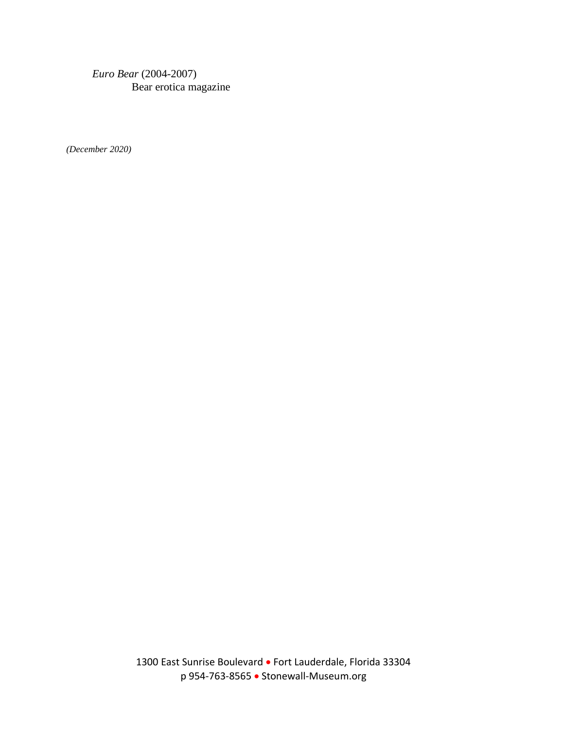*Euro Bear* (2004-2007)
Bear erotica magazine

*(December 2020)*

1300 East Sunrise Boulevard • Fort Lauderdale, Florida 33304
p 954-763-8565 • Stonewall-Museum.org